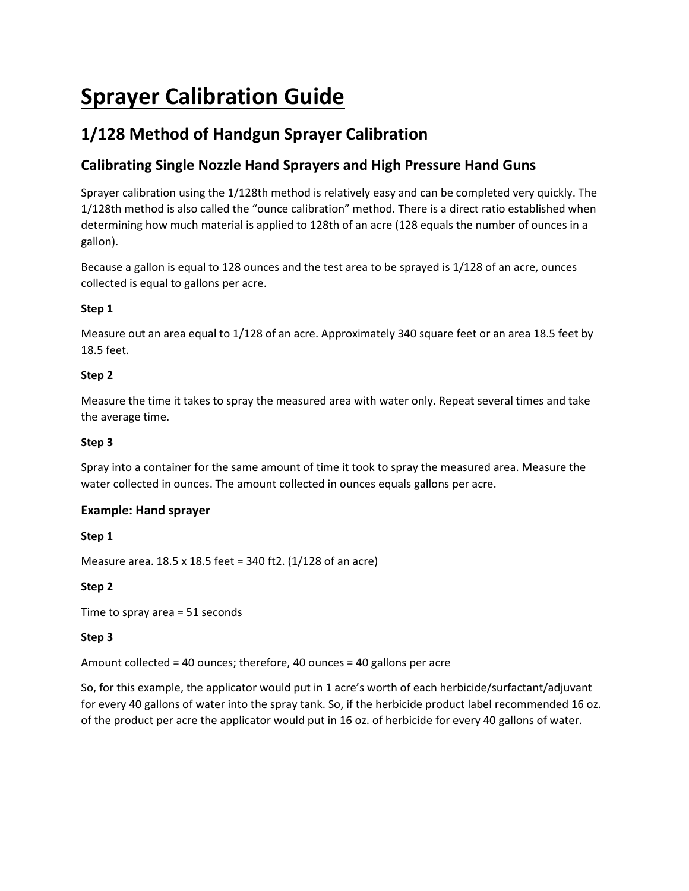# Sprayer Calibration Guide

## 1/128 Method of Handgun Sprayer Calibration

### Calibrating Single Nozzle Hand Sprayers and High Pressure Hand Guns

Sprayer calibration using the 1/128th method is relatively easy and can be completed very quickly. The 1/128th method is also called the "ounce calibration" method. There is a direct ratio established when determining how much material is applied to 128th of an acre (128 equals the number of ounces in a gallon).

Because a gallon is equal to 128 ounces and the test area to be sprayed is 1/128 of an acre, ounces collected is equal to gallons per acre.

**Step 1**

Measure out an area equal to 1/128 of an acre. Approximately 340 square feet or an area 18.5 feet by 18.5 feet.

**Step 2**

Measure the time it takes to spray the measured area with water only. Repeat several times and take the average time.

**Step 3**

Spray into a container for the same amount of time it took to spray the measured area. Measure the water collected in ounces. The amount collected in ounces equals gallons per acre.

#### Example: Hand sprayer

**Step 1**

Measure area. 18.5 x 18.5 feet = 340 ft2. (1/128 of an acre)

**Step 2**

Time to spray area = 51 seconds

**Step 3**

Amount collected = 40 ounces; therefore, 40 ounces = 40 gallons per acre

So, for this example, the applicator would put in 1 acre's worth of each herbicide/surfactant/adjuvant for every 40 gallons of water into the spray tank. So, if the herbicide product label recommended 16 oz. of the product per acre the applicator would put in 16 oz. of herbicide for every 40 gallons of water.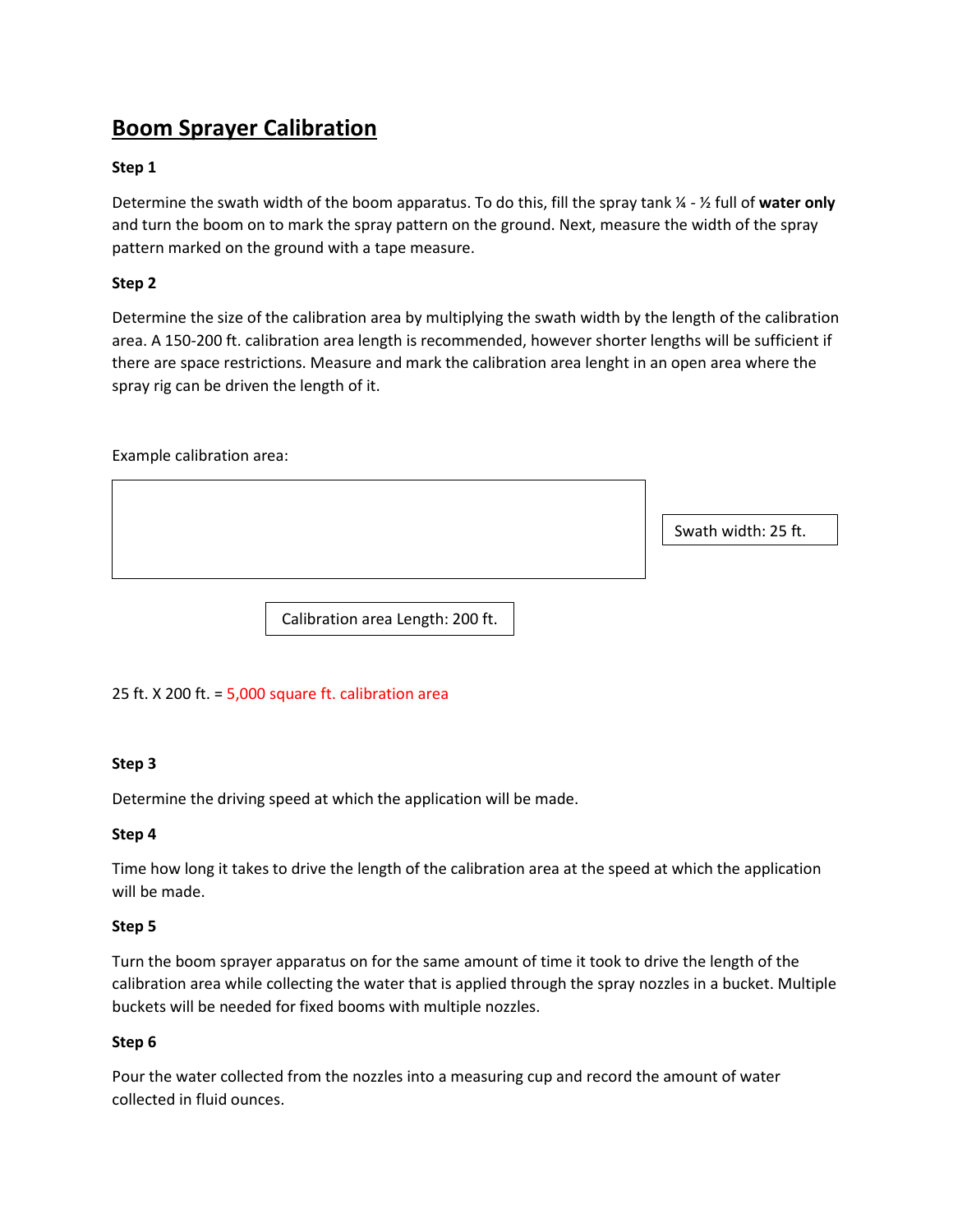# Boom Sprayer Calibration

**Step 1**

Determine the swath width of the boom apparatus. To do this, fill the spray tank ¼ - ½ full of **water only** and turn the boom on to mark the spray pattern on the ground. Next, measure the width of the spray pattern marked on the ground with a tape measure.

**Step 2**

Determine the size of the calibration area by multiplying the swath width by the length of the calibration area. A 150-200 ft. calibration area length is recommended, however shorter lengths will be sufficient if there are space restrictions. Measure and mark the calibration area lenght in an open area where the spray rig can be driven the length of it.

Example calibration area:

Swath width: 25 ft.

Calibration area Length: 200 ft.

25 ft. X 200 ft. = 5,000 square ft. calibration area

**Step 3**

Determine the driving speed at which the application will be made.

**Step 4**

Time how long it takes to drive the length of the calibration area at the speed at which the application will be made.

**Step 5**

Turn the boom sprayer apparatus on for the same amount of time it took to drive the length of the calibration area while collecting the water that is applied through the spray nozzles in a bucket. Multiple buckets will be needed for fixed booms with multiple nozzles.

**Step 6**

Pour the water collected from the nozzles into a measuring cup and record the amount of water collected in fluid ounces.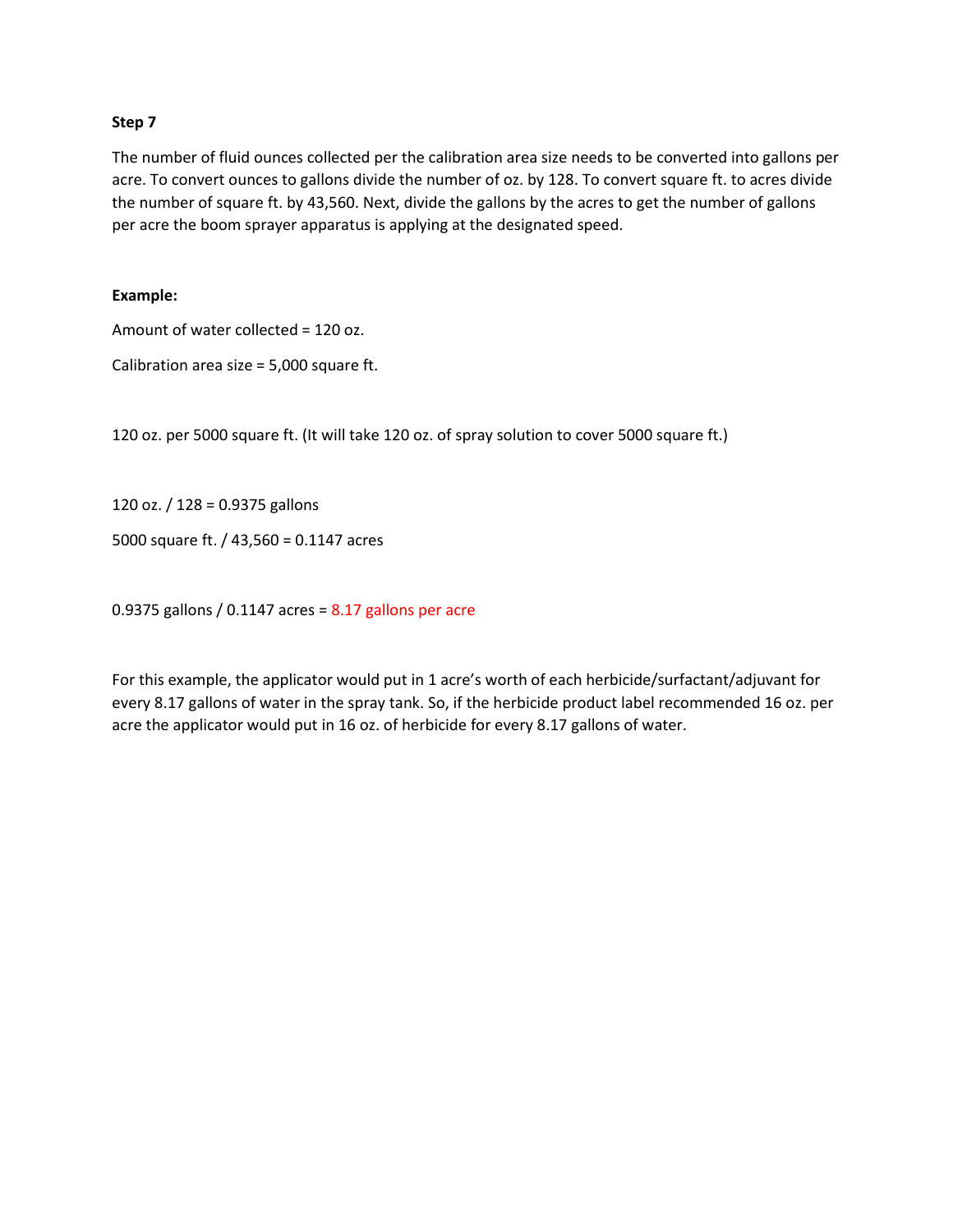**Step 7**

The number of fluid ounces collected per the calibration area size needs to be converted into gallons per acre. To convert ounces to gallons divide the number of oz. by 128. To convert square ft. to acres divide the number of square ft. by 43,560. Next, divide the gallons by the acres to get the number of gallons per acre the boom sprayer apparatus is applying at the designated speed.

**Example:**

Amount of water collected = 120 oz.

Calibration area size = 5,000 square ft.

120 oz. per 5000 square ft. (It will take 120 oz. of spray solution to cover 5000 square ft.)

120 oz. / 128 = 0.9375 gallons

5000 square ft. / 43,560 = 0.1147 acres

0.9375 gallons / 0.1147 acres = 8.17 gallons per acre

For this example, the applicator would put in 1 acre's worth of each herbicide/surfactant/adjuvant for every 8.17 gallons of water in the spray tank. So, if the herbicide product label recommended 16 oz. per acre the applicator would put in 16 oz. of herbicide for every 8.17 gallons of water.